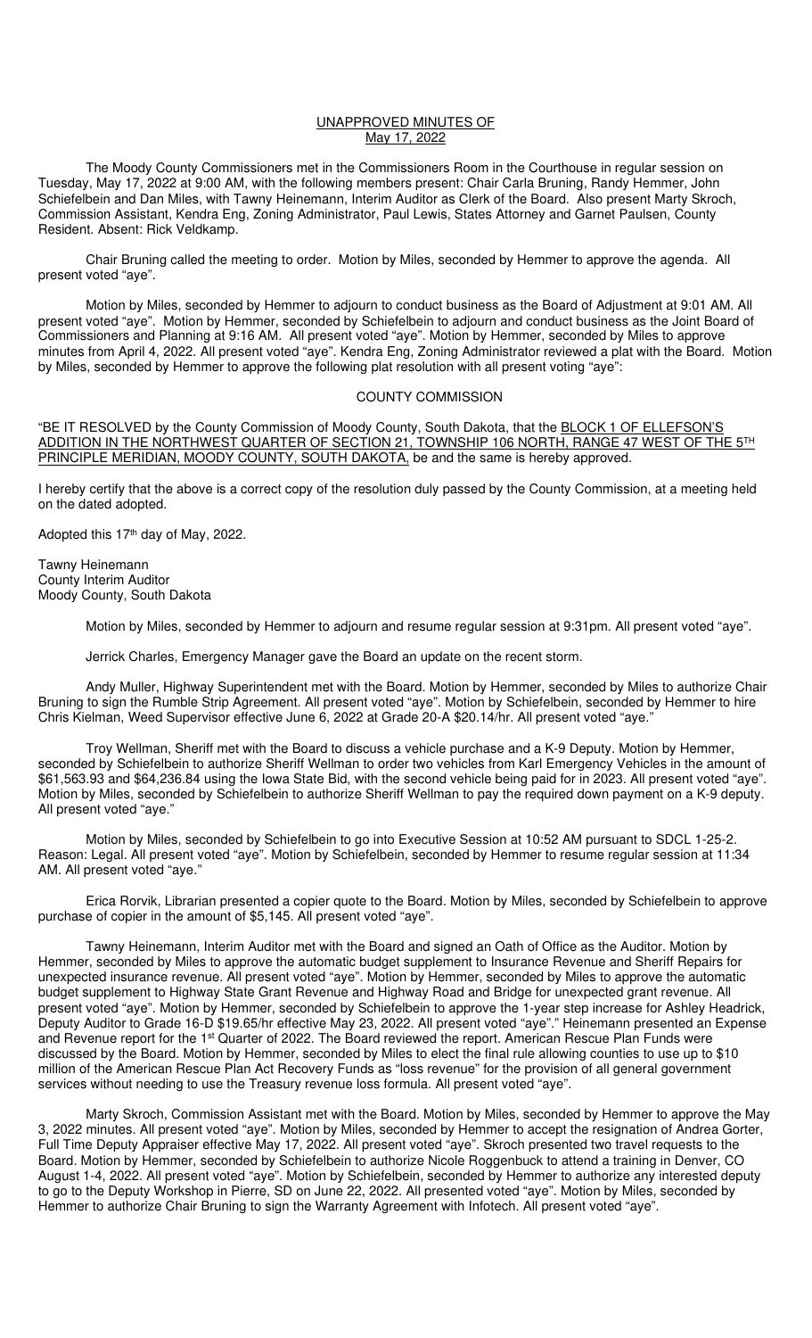<u>UNAPPROVED MINUTES OF</u>
<u>May 17, 2022</u>

The Moody County Commissioners met in the Commissioners Room in the Courthouse in regular session on Tuesday, May 17, 2022 at 9:00 AM, with the following members present: Chair Carla Bruning, Randy Hemmer, John Schiefelbein and Dan Miles, with Tawny Heinemann, Interim Auditor as Clerk of the Board. Also present Marty Skroch, Commission Assistant, Kendra Eng, Zoning Administrator, Paul Lewis, States Attorney and Garnet Paulsen, County Resident. Absent: Rick Veldkamp.

Chair Bruning called the meeting to order. Motion by Miles, seconded by Hemmer to approve the agenda. All present voted "aye".

Motion by Miles, seconded by Hemmer to adjourn to conduct business as the Board of Adjustment at 9:01 AM. All present voted "aye". Motion by Hemmer, seconded by Schiefelbein to adjourn and conduct business as the Joint Board of Commissioners and Planning at 9:16 AM. All present voted "aye". Motion by Hemmer, seconded by Miles to approve minutes from April 4, 2022. All present voted "aye". Kendra Eng, Zoning Administrator reviewed a plat with the Board. Motion by Miles, seconded by Hemmer to approve the following plat resolution with all present voting "aye":

COUNTY COMMISSION

"BE IT RESOLVED by the County Commission of Moody County, South Dakota, that the <u>BLOCK 1 OF ELLEFSON'S ADDITION IN THE NORTHWEST QUARTER OF SECTION 21, TOWNSHIP 106 NORTH, RANGE 47 WEST OF THE 5TH PRINCIPLE MERIDIAN, MOODY COUNTY, SOUTH DAKOTA,</u> be and the same is hereby approved.

I hereby certify that the above is a correct copy of the resolution duly passed by the County Commission, at a meeting held on the dated adopted.

Adopted this 17th day of May, 2022.

Tawny Heinemann
County Interim Auditor
Moody County, South Dakota

Motion by Miles, seconded by Hemmer to adjourn and resume regular session at 9:31pm. All present voted "aye".

Jerrick Charles, Emergency Manager gave the Board an update on the recent storm.

Andy Muller, Highway Superintendent met with the Board. Motion by Hemmer, seconded by Miles to authorize Chair Bruning to sign the Rumble Strip Agreement. All present voted "aye". Motion by Schiefelbein, seconded by Hemmer to hire Chris Kielman, Weed Supervisor effective June 6, 2022 at Grade 20-A $20.14/hr. All present voted "aye."

Troy Wellman, Sheriff met with the Board to discuss a vehicle purchase and a K-9 Deputy. Motion by Hemmer, seconded by Schiefelbein to authorize Sheriff Wellman to order two vehicles from Karl Emergency Vehicles in the amount of $61,563.93 and $64,236.84 using the Iowa State Bid, with the second vehicle being paid for in 2023. All present voted "aye". Motion by Miles, seconded by Schiefelbein to authorize Sheriff Wellman to pay the required down payment on a K-9 deputy. All present voted "aye."

Motion by Miles, seconded by Schiefelbein to go into Executive Session at 10:52 AM pursuant to SDCL 1-25-2. Reason: Legal. All present voted "aye". Motion by Schiefelbein, seconded by Hemmer to resume regular session at 11:34 AM. All present voted "aye."

Erica Rorvik, Librarian presented a copier quote to the Board. Motion by Miles, seconded by Schiefelbein to approve purchase of copier in the amount of $5,145. All present voted "aye".

Tawny Heinemann, Interim Auditor met with the Board and signed an Oath of Office as the Auditor. Motion by Hemmer, seconded by Miles to approve the automatic budget supplement to Insurance Revenue and Sheriff Repairs for unexpected insurance revenue. All present voted "aye". Motion by Hemmer, seconded by Miles to approve the automatic budget supplement to Highway State Grant Revenue and Highway Road and Bridge for unexpected grant revenue. All present voted "aye". Motion by Hemmer, seconded by Schiefelbein to approve the 1-year step increase for Ashley Headrick, Deputy Auditor to Grade 16-D $19.65/hr effective May 23, 2022. All present voted "aye"." Heinemann presented an Expense and Revenue report for the 1st Quarter of 2022. The Board reviewed the report. American Rescue Plan Funds were discussed by the Board. Motion by Hemmer, seconded by Miles to elect the final rule allowing counties to use up to $10 million of the American Rescue Plan Act Recovery Funds as "loss revenue" for the provision of all general government services without needing to use the Treasury revenue loss formula. All present voted "aye".

Marty Skroch, Commission Assistant met with the Board. Motion by Miles, seconded by Hemmer to approve the May 3, 2022 minutes. All present voted "aye". Motion by Miles, seconded by Hemmer to accept the resignation of Andrea Gorter, Full Time Deputy Appraiser effective May 17, 2022. All present voted "aye". Skroch presented two travel requests to the Board. Motion by Hemmer, seconded by Schiefelbein to authorize Nicole Roggenbuck to attend a training in Denver, CO August 1-4, 2022. All present voted "aye". Motion by Schiefelbein, seconded by Hemmer to authorize any interested deputy to go to the Deputy Workshop in Pierre, SD on June 22, 2022. All presented voted "aye". Motion by Miles, seconded by Hemmer to authorize Chair Bruning to sign the Warranty Agreement with Infotech. All present voted "aye".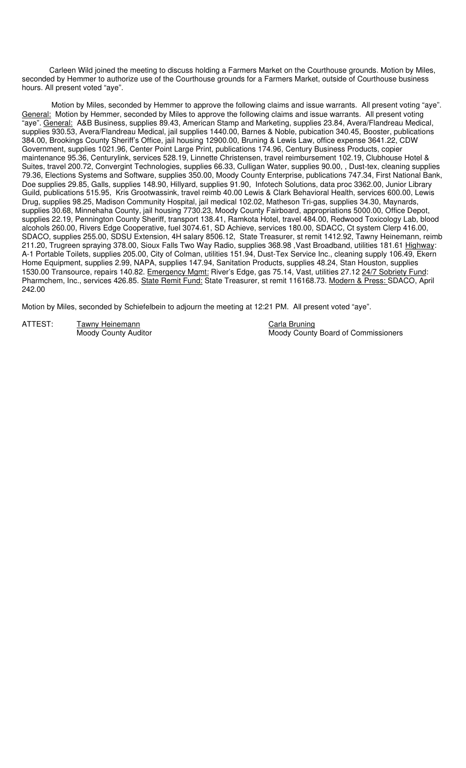Carleen Wild joined the meeting to discuss holding a Farmers Market on the Courthouse grounds. Motion by Miles, seconded by Hemmer to authorize use of the Courthouse grounds for a Farmers Market, outside of Courthouse business hours. All present voted "aye".

Motion by Miles, seconded by Hemmer to approve the following claims and issue warrants. All present voting "aye". General: Motion by Hemmer, seconded by Miles to approve the following claims and issue warrants. All present voting "aye". General: A&B Business, supplies 89.43, American Stamp and Marketing, supplies 23.84, Avera/Flandreau Medical, supplies 930.53, Avera/Flandreau Medical, jail supplies 1440.00, Barnes & Noble, pubication 340.45, Booster, publications 384.00, Brookings County Sheriff's Office, jail housing 12900.00, Bruning & Lewis Law, office expense 3641.22, CDW Government, supplies 1021.96, Center Point Large Print, publications 174.96, Century Business Products, copier maintenance 95.36, Centurylink, services 528.19, Linnette Christensen, travel reimbursement 102.19, Clubhouse Hotel & Suites, travel 200.72, Convergint Technologies, supplies 66.33, Culligan Water, supplies 90.00, , Dust-tex, cleaning supplies 79.36, Elections Systems and Software, supplies 350.00, Moody County Enterprise, publications 747.34, First National Bank, Doe supplies 29.85, Galls, supplies 148.90, Hillyard, supplies 91.90, Infotech Solutions, data proc 3362.00, Junior Library Guild, publications 515.95, Kris Grootwassink, travel reimb 40.00 Lewis & Clark Behavioral Health, services 600.00, Lewis Drug, supplies 98.25, Madison Community Hospital, jail medical 102.02, Matheson Tri-gas, supplies 34.30, Maynards, supplies 30.68, Minnehaha County, jail housing 7730.23, Moody County Fairboard, appropriations 5000.00, Office Depot, supplies 22.19, Pennington County Sheriff, transport 138.41, Ramkota Hotel, travel 484.00, Redwood Toxicology Lab, blood alcohols 260.00, Rivers Edge Cooperative, fuel 3074.61, SD Achieve, services 180.00, SDACC, Ct system Clerp 416.00, SDACO, supplies 255.00, SDSU Extension, 4H salary 8506.12, State Treasurer, st remit 1412.92, Tawny Heinemann, reimb 211.20, Trugreen spraying 378.00, Sioux Falls Two Way Radio, supplies 368.98 ,Vast Broadband, utilities 181.61 Highway: A-1 Portable Toilets, supplies 205.00, City of Colman, utilities 151.94, Dust-Tex Service Inc., cleaning supply 106.49, Ekern Home Equipment, supplies 2.99, NAPA, supplies 147.94, Sanitation Products, supplies 48.24, Stan Houston, supplies 1530.00 Transource, repairs 140.82. Emergency Mgmt: River's Edge, gas 75.14, Vast, utilities 27.12 24/7 Sobriety Fund: Pharmchem, Inc., services 426.85. State Remit Fund: State Treasurer, st remit 116168.73. Modern & Press: SDACO, April 242.00

Motion by Miles, seconded by Schiefelbein to adjourn the meeting at 12:21 PM. All present voted "aye".

ATTEST: Tawny Heinemann — Moody County Auditor

Carla Bruning — Moody County Board of Commissioners